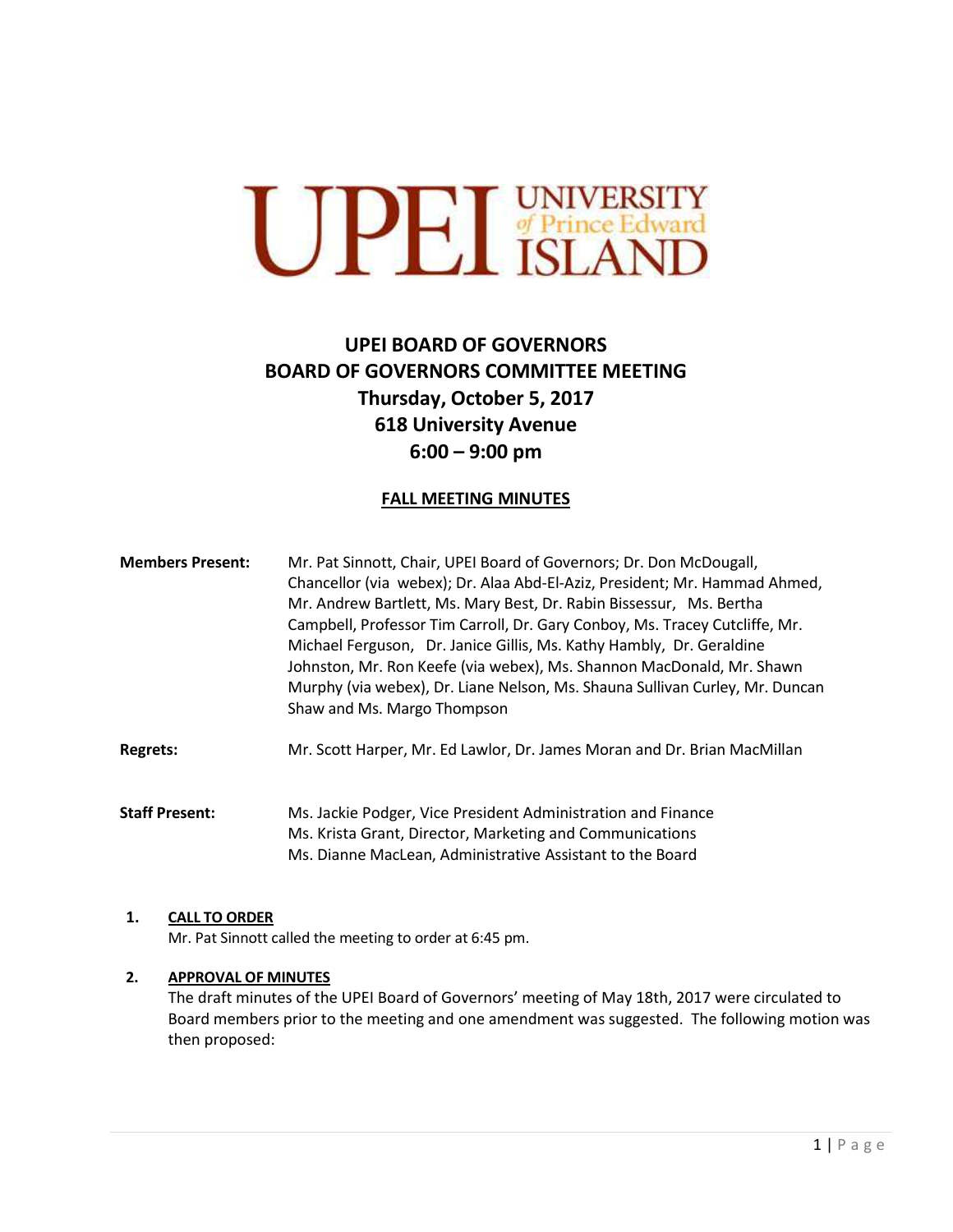UPEI UNIVERSITY of Prince Edward ISLAND

# UPEI BOARD OF GOVERNORS
# BOARD OF GOVERNORS COMMITTEE MEETING
# Thursday, October 5, 2017
# 618 University Avenue
# 6:00 – 9:00 pm

## FALL MEETING MINUTES

**Members Present:** Mr. Pat Sinnott, Chair, UPEI Board of Governors; Dr. Don McDougall, Chancellor (via webex); Dr. Alaa Abd-El-Aziz, President; Mr. Hammad Ahmed, Mr. Andrew Bartlett, Ms. Mary Best, Dr. Rabin Bissessur, Ms. Bertha Campbell, Professor Tim Carroll, Dr. Gary Conboy, Ms. Tracey Cutcliffe, Mr. Michael Ferguson, Dr. Janice Gillis, Ms. Kathy Hambly, Dr. Geraldine Johnston, Mr. Ron Keefe (via webex), Ms. Shannon MacDonald, Mr. Shawn Murphy (via webex), Dr. Liane Nelson, Ms. Shauna Sullivan Curley, Mr. Duncan Shaw and Ms. Margo Thompson

**Regrets:** Mr. Scott Harper, Mr. Ed Lawlor, Dr. James Moran and Dr. Brian MacMillan

**Staff Present:** Ms. Jackie Podger, Vice President Administration and Finance
Ms. Krista Grant, Director, Marketing and Communications
Ms. Dianne MacLean, Administrative Assistant to the Board

**1. CALL TO ORDER**

Mr. Pat Sinnott called the meeting to order at 6:45 pm.

**2. APPROVAL OF MINUTES**

The draft minutes of the UPEI Board of Governors' meeting of May 18th, 2017 were circulated to Board members prior to the meeting and one amendment was suggested. The following motion was then proposed: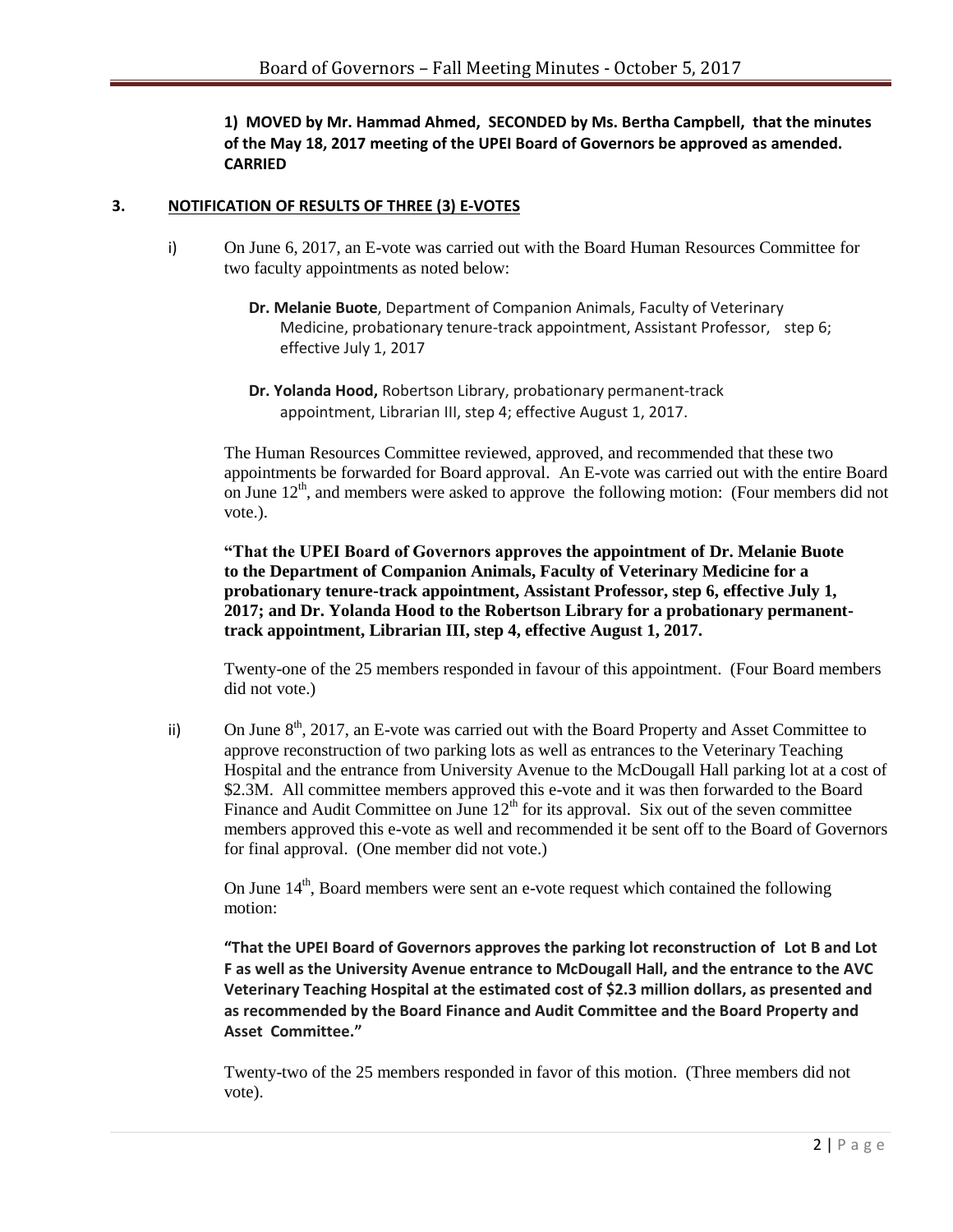**1) MOVED by Mr. Hammad Ahmed, SECONDED by Ms. Bertha Campbell, that the minutes of the May 18, 2017 meeting of the UPEI Board of Governors be approved as amended. CARRIED**

### 3. NOTIFICATION OF RESULTS OF THREE (3) E-VOTES

i) On June 6, 2017, an E-vote was carried out with the Board Human Resources Committee for two faculty appointments as noted below:

**Dr. Melanie Buote**, Department of Companion Animals, Faculty of Veterinary Medicine, probationary tenure-track appointment, Assistant Professor, step 6; effective July 1, 2017

**Dr. Yolanda Hood,** Robertson Library, probationary permanent-track appointment, Librarian III, step 4; effective August 1, 2017.

The Human Resources Committee reviewed, approved, and recommended that these two appointments be forwarded for Board approval. An E-vote was carried out with the entire Board on June 12th, and members were asked to approve the following motion: (Four members did not vote.).

**"That the UPEI Board of Governors approves the appointment of Dr. Melanie Buote to the Department of Companion Animals, Faculty of Veterinary Medicine for a probationary tenure-track appointment, Assistant Professor, step 6, effective July 1, 2017; and Dr. Yolanda Hood to the Robertson Library for a probationary permanent-track appointment, Librarian III, step 4, effective August 1, 2017.**

Twenty-one of the 25 members responded in favour of this appointment. (Four Board members did not vote.)

ii) On June 8th, 2017, an E-vote was carried out with the Board Property and Asset Committee to approve reconstruction of two parking lots as well as entrances to the Veterinary Teaching Hospital and the entrance from University Avenue to the McDougall Hall parking lot at a cost of \$2.3M. All committee members approved this e-vote and it was then forwarded to the Board Finance and Audit Committee on June 12th for its approval. Six out of the seven committee members approved this e-vote as well and recommended it be sent off to the Board of Governors for final approval. (One member did not vote.)

On June 14th, Board members were sent an e-vote request which contained the following motion:

**"That the UPEI Board of Governors approves the parking lot reconstruction of Lot B and Lot F as well as the University Avenue entrance to McDougall Hall, and the entrance to the AVC Veterinary Teaching Hospital at the estimated cost of \$2.3 million dollars, as presented and as recommended by the Board Finance and Audit Committee and the Board Property and Asset Committee."**

Twenty-two of the 25 members responded in favor of this motion. (Three members did not vote).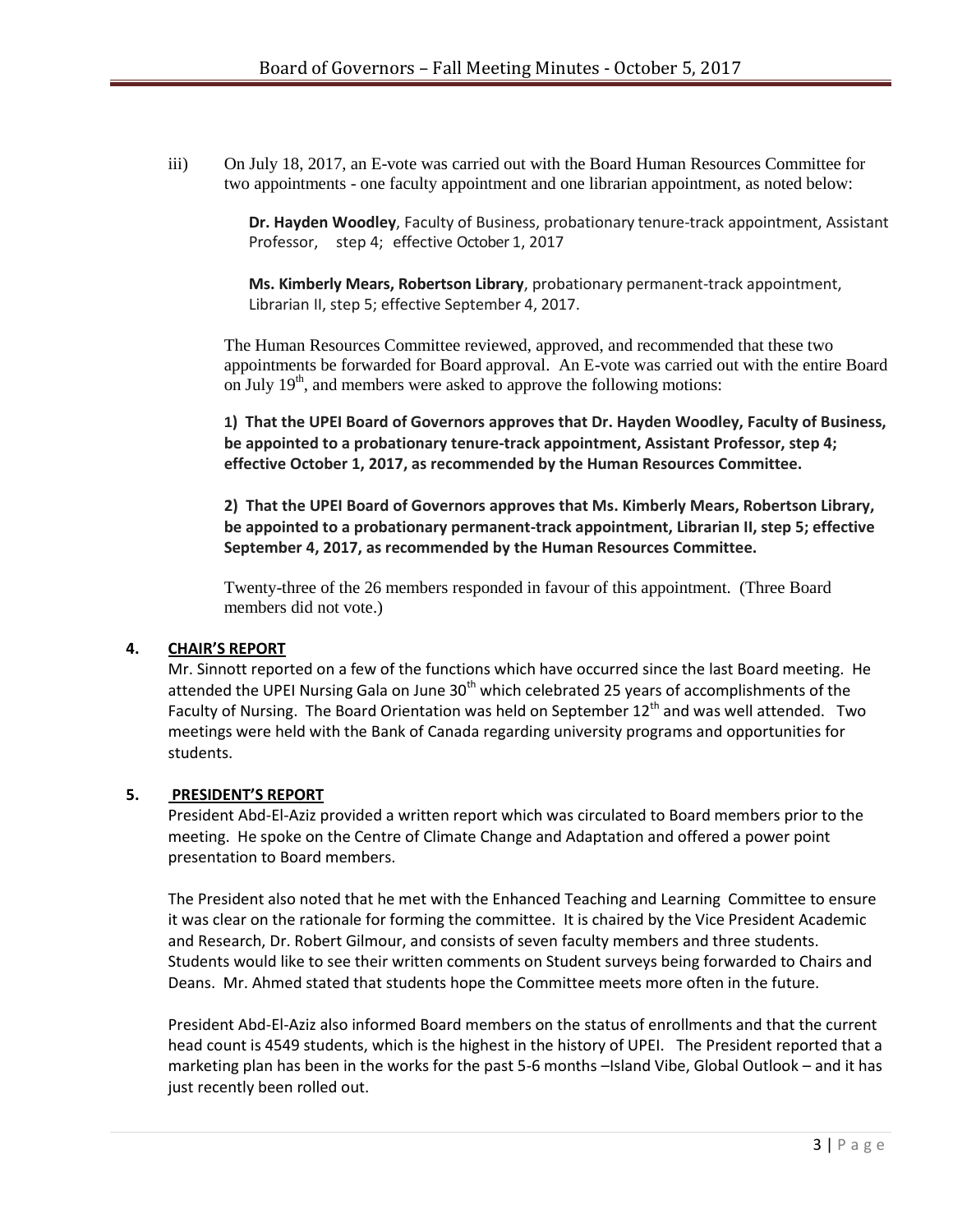iii) On July 18, 2017, an E-vote was carried out with the Board Human Resources Committee for two appointments - one faculty appointment and one librarian appointment, as noted below:

**Dr. Hayden Woodley**, Faculty of Business, probationary tenure-track appointment, Assistant Professor, step 4; effective October 1, 2017

**Ms. Kimberly Mears, Robertson Library**, probationary permanent-track appointment, Librarian II, step 5; effective September 4, 2017.

The Human Resources Committee reviewed, approved, and recommended that these two appointments be forwarded for Board approval. An E-vote was carried out with the entire Board on July 19th, and members were asked to approve the following motions:

**1) That the UPEI Board of Governors approves that Dr. Hayden Woodley, Faculty of Business, be appointed to a probationary tenure-track appointment, Assistant Professor, step 4; effective October 1, 2017, as recommended by the Human Resources Committee.**

**2) That the UPEI Board of Governors approves that Ms. Kimberly Mears, Robertson Library, be appointed to a probationary permanent-track appointment, Librarian II, step 5; effective September 4, 2017, as recommended by the Human Resources Committee.**

Twenty-three of the 26 members responded in favour of this appointment. (Three Board members did not vote.)

## 4. CHAIR'S REPORT

Mr. Sinnott reported on a few of the functions which have occurred since the last Board meeting. He attended the UPEI Nursing Gala on June 30th which celebrated 25 years of accomplishments of the Faculty of Nursing. The Board Orientation was held on September 12th and was well attended. Two meetings were held with the Bank of Canada regarding university programs and opportunities for students.

## 5. PRESIDENT'S REPORT

President Abd-El-Aziz provided a written report which was circulated to Board members prior to the meeting. He spoke on the Centre of Climate Change and Adaptation and offered a power point presentation to Board members.

The President also noted that he met with the Enhanced Teaching and Learning Committee to ensure it was clear on the rationale for forming the committee. It is chaired by the Vice President Academic and Research, Dr. Robert Gilmour, and consists of seven faculty members and three students. Students would like to see their written comments on Student surveys being forwarded to Chairs and Deans. Mr. Ahmed stated that students hope the Committee meets more often in the future.

President Abd-El-Aziz also informed Board members on the status of enrollments and that the current head count is 4549 students, which is the highest in the history of UPEI. The President reported that a marketing plan has been in the works for the past 5-6 months –Island Vibe, Global Outlook – and it has just recently been rolled out.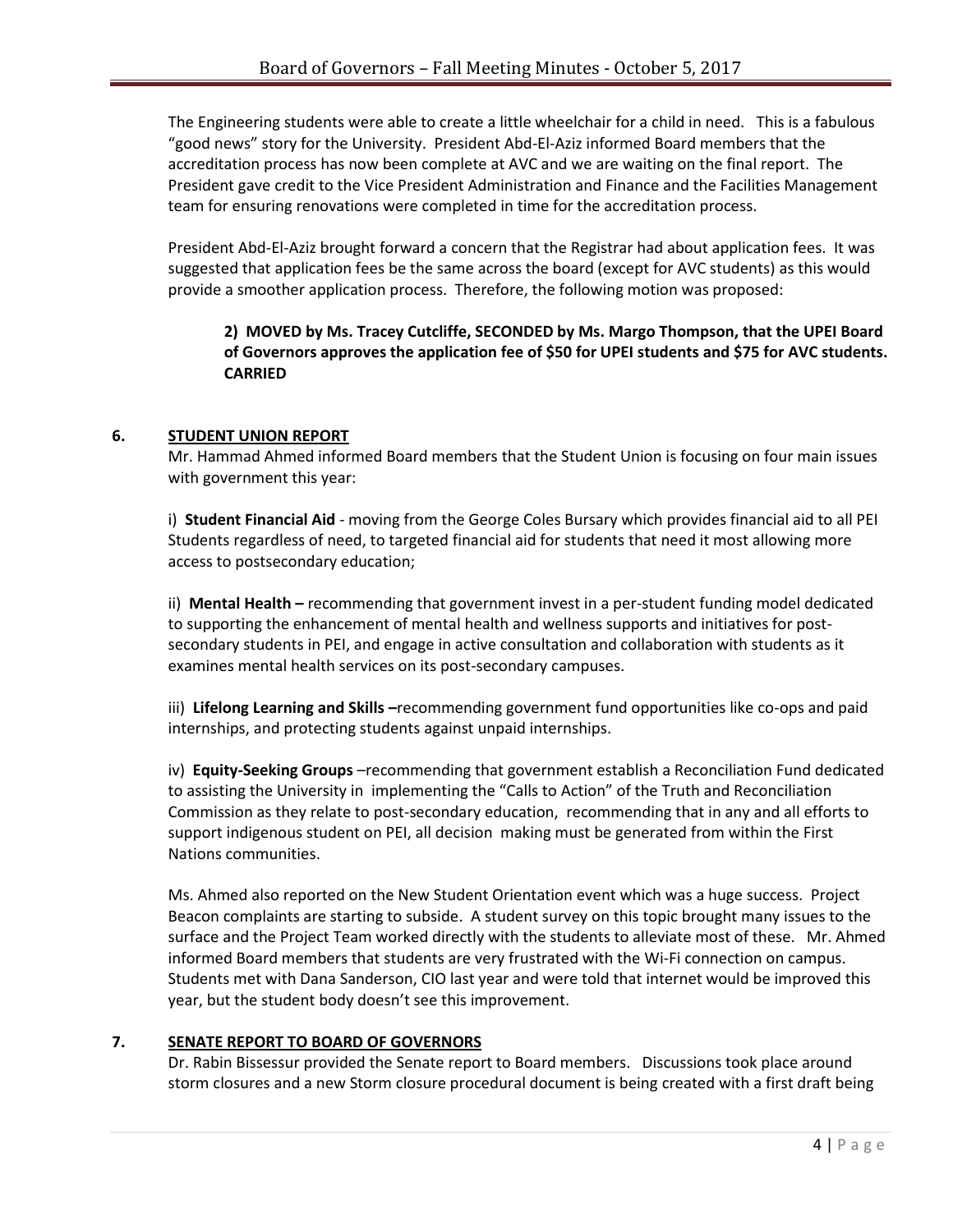The Engineering students were able to create a little wheelchair for a child in need. This is a fabulous "good news" story for the University. President Abd-El-Aziz informed Board members that the accreditation process has now been complete at AVC and we are waiting on the final report. The President gave credit to the Vice President Administration and Finance and the Facilities Management team for ensuring renovations were completed in time for the accreditation process.

President Abd-El-Aziz brought forward a concern that the Registrar had about application fees. It was suggested that application fees be the same across the board (except for AVC students) as this would provide a smoother application process. Therefore, the following motion was proposed:

**2) MOVED by Ms. Tracey Cutcliffe, SECONDED by Ms. Margo Thompson, that the UPEI Board of Governors approves the application fee of $50 for UPEI students and $75 for AVC students. CARRIED**

## 6. STUDENT UNION REPORT

Mr. Hammad Ahmed informed Board members that the Student Union is focusing on four main issues with government this year:

i) **Student Financial Aid** - moving from the George Coles Bursary which provides financial aid to all PEI Students regardless of need, to targeted financial aid for students that need it most allowing more access to postsecondary education;

ii) **Mental Health –** recommending that government invest in a per-student funding model dedicated to supporting the enhancement of mental health and wellness supports and initiatives for post-secondary students in PEI, and engage in active consultation and collaboration with students as it examines mental health services on its post-secondary campuses.

iii) **Lifelong Learning and Skills –**recommending government fund opportunities like co-ops and paid internships, and protecting students against unpaid internships.

iv) **Equity-Seeking Groups** –recommending that government establish a Reconciliation Fund dedicated to assisting the University in implementing the "Calls to Action" of the Truth and Reconciliation Commission as they relate to post-secondary education, recommending that in any and all efforts to support indigenous student on PEI, all decision making must be generated from within the First Nations communities.

Ms. Ahmed also reported on the New Student Orientation event which was a huge success. Project Beacon complaints are starting to subside. A student survey on this topic brought many issues to the surface and the Project Team worked directly with the students to alleviate most of these. Mr. Ahmed informed Board members that students are very frustrated with the Wi-Fi connection on campus. Students met with Dana Sanderson, CIO last year and were told that internet would be improved this year, but the student body doesn't see this improvement.

## 7. SENATE REPORT TO BOARD OF GOVERNORS

Dr. Rabin Bissessur provided the Senate report to Board members. Discussions took place around storm closures and a new Storm closure procedural document is being created with a first draft being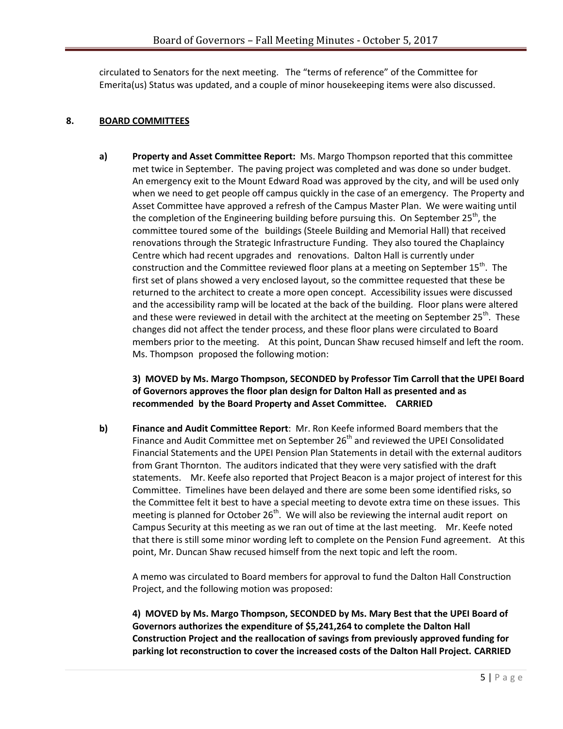circulated to Senators for the next meeting. The "terms of reference" of the Committee for Emerita(us) Status was updated, and a couple of minor housekeeping items were also discussed.

## 8. BOARD COMMITTEES

**a) Property and Asset Committee Report:** Ms. Margo Thompson reported that this committee met twice in September. The paving project was completed and was done so under budget. An emergency exit to the Mount Edward Road was approved by the city, and will be used only when we need to get people off campus quickly in the case of an emergency. The Property and Asset Committee have approved a refresh of the Campus Master Plan. We were waiting until the completion of the Engineering building before pursuing this. On September 25th, the committee toured some of the buildings (Steele Building and Memorial Hall) that received renovations through the Strategic Infrastructure Funding. They also toured the Chaplaincy Centre which had recent upgrades and renovations. Dalton Hall is currently under construction and the Committee reviewed floor plans at a meeting on September 15th. The first set of plans showed a very enclosed layout, so the committee requested that these be returned to the architect to create a more open concept. Accessibility issues were discussed and the accessibility ramp will be located at the back of the building. Floor plans were altered and these were reviewed in detail with the architect at the meeting on September 25th. These changes did not affect the tender process, and these floor plans were circulated to Board members prior to the meeting. At this point, Duncan Shaw recused himself and left the room. Ms. Thompson proposed the following motion:

**3) MOVED by Ms. Margo Thompson, SECONDED by Professor Tim Carroll that the UPEI Board of Governors approves the floor plan design for Dalton Hall as presented and as recommended by the Board Property and Asset Committee. CARRIED**

**b) Finance and Audit Committee Report**: Mr. Ron Keefe informed Board members that the Finance and Audit Committee met on September 26th and reviewed the UPEI Consolidated Financial Statements and the UPEI Pension Plan Statements in detail with the external auditors from Grant Thornton. The auditors indicated that they were very satisfied with the draft statements. Mr. Keefe also reported that Project Beacon is a major project of interest for this Committee. Timelines have been delayed and there are some been some identified risks, so the Committee felt it best to have a special meeting to devote extra time on these issues. This meeting is planned for October 26th. We will also be reviewing the internal audit report on Campus Security at this meeting as we ran out of time at the last meeting. Mr. Keefe noted that there is still some minor wording left to complete on the Pension Fund agreement. At this point, Mr. Duncan Shaw recused himself from the next topic and left the room.

A memo was circulated to Board members for approval to fund the Dalton Hall Construction Project, and the following motion was proposed:

**4) MOVED by Ms. Margo Thompson, SECONDED by Ms. Mary Best that the UPEI Board of Governors authorizes the expenditure of $5,241,264 to complete the Dalton Hall Construction Project and the reallocation of savings from previously approved funding for parking lot reconstruction to cover the increased costs of the Dalton Hall Project. CARRIED**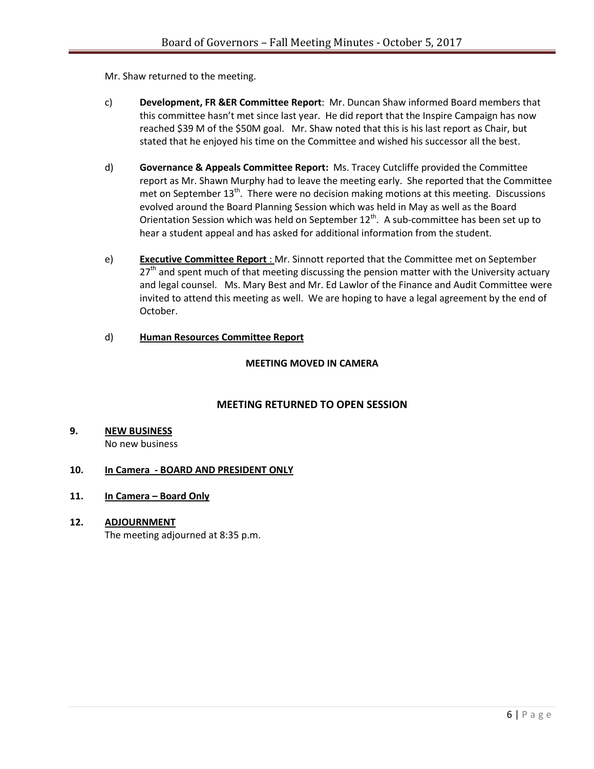Mr. Shaw returned to the meeting.

c) **Development, FR &ER Committee Report**: Mr. Duncan Shaw informed Board members that this committee hasn't met since last year. He did report that the Inspire Campaign has now reached $39 M of the $50M goal. Mr. Shaw noted that this is his last report as Chair, but stated that he enjoyed his time on the Committee and wished his successor all the best.

d) **Governance & Appeals Committee Report:** Ms. Tracey Cutcliffe provided the Committee report as Mr. Shawn Murphy had to leave the meeting early. She reported that the Committee met on September 13th. There were no decision making motions at this meeting. Discussions evolved around the Board Planning Session which was held in May as well as the Board Orientation Session which was held on September 12th. A sub-committee has been set up to hear a student appeal and has asked for additional information from the student.

e) **Executive Committee Report** : Mr. Sinnott reported that the Committee met on September 27th and spent much of that meeting discussing the pension matter with the University actuary and legal counsel. Ms. Mary Best and Mr. Ed Lawlor of the Finance and Audit Committee were invited to attend this meeting as well. We are hoping to have a legal agreement by the end of October.

d) **Human Resources Committee Report**

**MEETING MOVED IN CAMERA**

**MEETING RETURNED TO OPEN SESSION**

**9. NEW BUSINESS**

No new business

**10. In Camera - BOARD AND PRESIDENT ONLY**

**11. In Camera – Board Only**

**12. ADJOURNMENT**

The meeting adjourned at 8:35 p.m.